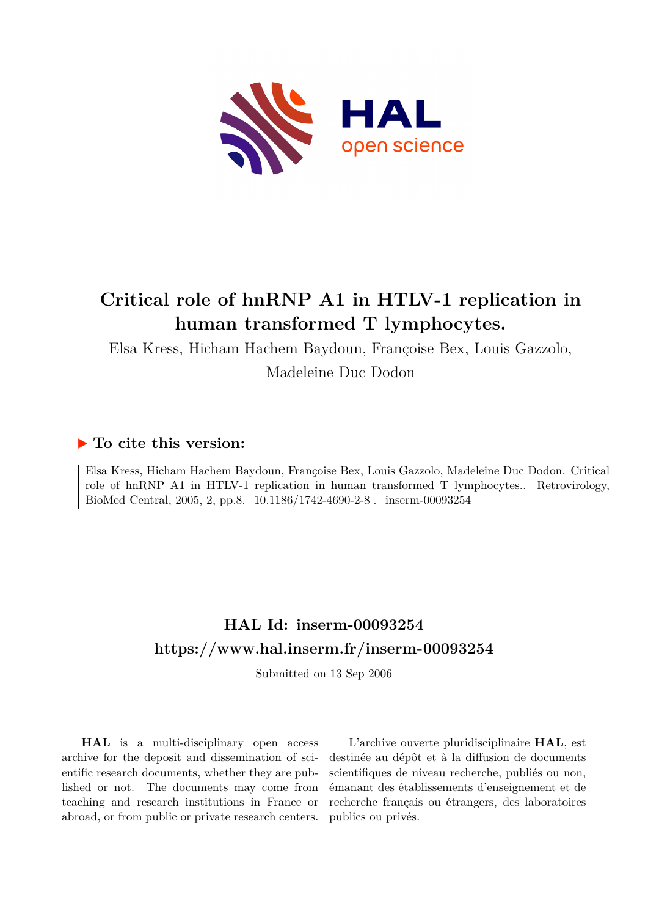# Critical role of hnRNP A1 in HTLV-1 replication in human transformed T lymphocytes.

Elsa Kress, Hicham Hachem Baydoun, Françoise Bex, Louis Gazzolo, Madeleine Duc Dodon

## ▶ To cite this version:

Elsa Kress, Hicham Hachem Baydoun, Françoise Bex, Louis Gazzolo, Madeleine Duc Dodon. Critical role of hnRNP A1 in HTLV-1 replication in human transformed T lymphocytes.. Retrovirology, BioMed Central, 2005, 2, pp.8. 10.1186/1742-4690-2-8 . inserm-00093254

## HAL Id: inserm-00093254

## https://www.hal.inserm.fr/inserm-00093254

Submitted on 13 Sep 2006

**HAL** is a multi-disciplinary open access archive for the deposit and dissemination of scientific research documents, whether they are published or not. The documents may come from teaching and research institutions in France or abroad, or from public or private research centers.

L'archive ouverte pluridisciplinaire **HAL**, est destinée au dépôt et à la diffusion de documents scientifiques de niveau recherche, publiés ou non, émanant des établissements d'enseignement et de recherche français ou étrangers, des laboratoires publics ou privés.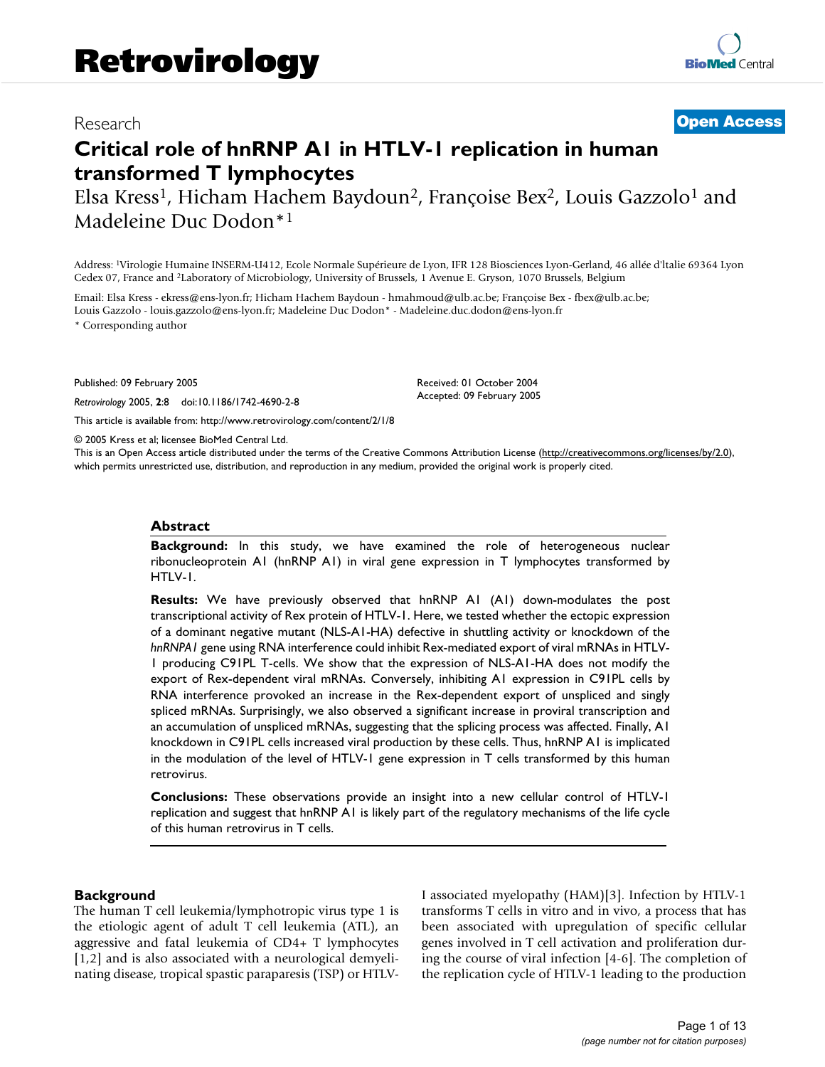# Critical role of hnRNP A1 in HTLV-1 replication in human transformed T lymphocytes

Elsa Kress[1], Hicham Hachem Baydoun[2], Françoise Bex[2], Louis Gazzolo[1] and Madeleine Duc Dodon*[1]

Address: [1]Virologie Humaine INSERM-U412, Ecole Normale Supérieure de Lyon, IFR 128 Biosciences Lyon-Gerland, 46 allée d'Italie 69364 Lyon Cedex 07, France and [2]Laboratory of Microbiology, University of Brussels, 1 Avenue E. Gryson, 1070 Brussels, Belgium

Email: Elsa Kress - ekress@ens-lyon.fr; Hicham Hachem Baydoun - hmahmoud@ulb.ac.be; Françoise Bex - fbex@ulb.ac.be; Louis Gazzolo - louis.gazzolo@ens-lyon.fr; Madeleine Duc Dodon* - Madeleine.duc.dodon@ens-lyon.fr

\* Corresponding author

Published: 09 February 2005

*Retrovirology* 2005, **2**:8 doi:10.1186/1742-4690-2-8

Received: 01 October 2004
Accepted: 09 February 2005

This article is available from: http://www.retrovirology.com/content/2/1/8

© 2005 Kress et al; licensee BioMed Central Ltd.

This is an Open Access article distributed under the terms of the Creative Commons Attribution License (http://creativecommons.org/licenses/by/2.0), which permits unrestricted use, distribution, and reproduction in any medium, provided the original work is properly cited.

## Abstract

**Background:** In this study, we have examined the role of heterogeneous nuclear ribonucleoprotein A1 (hnRNP A1) in viral gene expression in T lymphocytes transformed by HTLV-1.

**Results:** We have previously observed that hnRNP A1 (A1) down-modulates the post transcriptional activity of Rex protein of HTLV-1. Here, we tested whether the ectopic expression of a dominant negative mutant (NLS-A1-HA) defective in shuttling activity or knockdown of the *hnRNPA1* gene using RNA interference could inhibit Rex-mediated export of viral mRNAs in HTLV-1 producing C91PL T-cells. We show that the expression of NLS-A1-HA does not modify the export of Rex-dependent viral mRNAs. Conversely, inhibiting A1 expression in C91PL cells by RNA interference provoked an increase in the Rex-dependent export of unspliced and singly spliced mRNAs. Surprisingly, we also observed a significant increase in proviral transcription and an accumulation of unspliced mRNAs, suggesting that the splicing process was affected. Finally, A1 knockdown in C91PL cells increased viral production by these cells. Thus, hnRNP A1 is implicated in the modulation of the level of HTLV-1 gene expression in T cells transformed by this human retrovirus.

**Conclusions:** These observations provide an insight into a new cellular control of HTLV-1 replication and suggest that hnRNP A1 is likely part of the regulatory mechanisms of the life cycle of this human retrovirus in T cells.

## Background

The human T cell leukemia/lymphotropic virus type 1 is the etiologic agent of adult T cell leukemia (ATL), an aggressive and fatal leukemia of CD4+ T lymphocytes [1,2] and is also associated with a neurological demyelinating disease, tropical spastic paraparesis (TSP) or HTLV-I associated myelopathy (HAM)[3]. Infection by HTLV-1 transforms T cells in vitro and in vivo, a process that has been associated with upregulation of specific cellular genes involved in T cell activation and proliferation during the course of viral infection [4-6]. The completion of the replication cycle of HTLV-1 leading to the production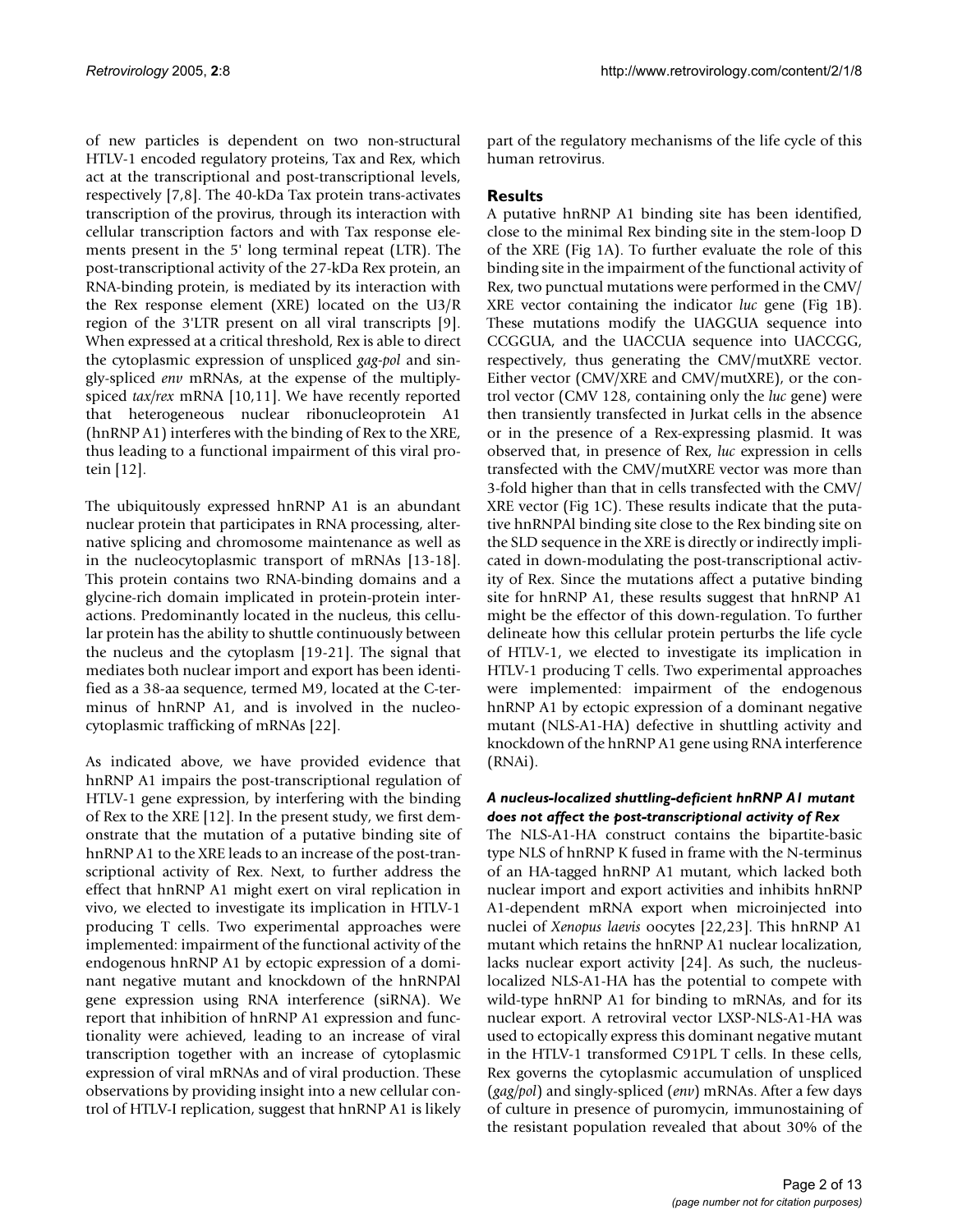of new particles is dependent on two non-structural HTLV-1 encoded regulatory proteins, Tax and Rex, which act at the transcriptional and post-transcriptional levels, respectively [7,8]. The 40-kDa Tax protein trans-activates transcription of the provirus, through its interaction with cellular transcription factors and with Tax response elements present in the 5' long terminal repeat (LTR). The post-transcriptional activity of the 27-kDa Rex protein, an RNA-binding protein, is mediated by its interaction with the Rex response element (XRE) located on the U3/R region of the 3'LTR present on all viral transcripts [9]. When expressed at a critical threshold, Rex is able to direct the cytoplasmic expression of unspliced *gag-pol* and singly-spliced *env* mRNAs, at the expense of the multiply-spliced *tax/rex* mRNA [10,11]. We have recently reported that heterogeneous nuclear ribonucleoprotein A1 (hnRNP A1) interferes with the binding of Rex to the XRE, thus leading to a functional impairment of this viral protein [12].

The ubiquitously expressed hnRNP A1 is an abundant nuclear protein that participates in RNA processing, alternative splicing and chromosome maintenance as well as in the nucleocytoplasmic transport of mRNAs [13-18]. This protein contains two RNA-binding domains and a glycine-rich domain implicated in protein-protein interactions. Predominantly located in the nucleus, this cellular protein has the ability to shuttle continuously between the nucleus and the cytoplasm [19-21]. The signal that mediates both nuclear import and export has been identified as a 38-aa sequence, termed M9, located at the C-terminus of hnRNP A1, and is involved in the nucleocytoplasmic trafficking of mRNAs [22].

As indicated above, we have provided evidence that hnRNP A1 impairs the post-transcriptional regulation of HTLV-1 gene expression, by interfering with the binding of Rex to the XRE [12]. In the present study, we first demonstrate that the mutation of a putative binding site of hnRNP A1 to the XRE leads to an increase of the post-transcriptional activity of Rex. Next, to further address the effect that hnRNP A1 might exert on viral replication in vivo, we elected to investigate its implication in HTLV-1 producing T cells. Two experimental approaches were implemented: impairment of the functional activity of the endogenous hnRNP A1 by ectopic expression of a dominant negative mutant and knockdown of the hnRNPAl gene expression using RNA interference (siRNA). We report that inhibition of hnRNP A1 expression and functionality were achieved, leading to an increase of viral transcription together with an increase of cytoplasmic expression of viral mRNAs and of viral production. These observations by providing insight into a new cellular control of HTLV-I replication, suggest that hnRNP A1 is likely part of the regulatory mechanisms of the life cycle of this human retrovirus.

## Results

A putative hnRNP A1 binding site has been identified, close to the minimal Rex binding site in the stem-loop D of the XRE (Fig 1A). To further evaluate the role of this binding site in the impairment of the functional activity of Rex, two punctual mutations were performed in the CMV/XRE vector containing the indicator *luc* gene (Fig 1B). These mutations modify the UAGGUA sequence into CCGGUA, and the UACCUA sequence into UACCGG, respectively, thus generating the CMV/mutXRE vector. Either vector (CMV/XRE and CMV/mutXRE), or the control vector (CMV 128, containing only the *luc* gene) were then transiently transfected in Jurkat cells in the absence or in the presence of a Rex-expressing plasmid. It was observed that, in presence of Rex, *luc* expression in cells transfected with the CMV/mutXRE vector was more than 3-fold higher than that in cells transfected with the CMV/XRE vector (Fig 1C). These results indicate that the putative hnRNPAl binding site close to the Rex binding site on the SLD sequence in the XRE is directly or indirectly implicated in down-modulating the post-transcriptional activity of Rex. Since the mutations affect a putative binding site for hnRNP A1, these results suggest that hnRNP A1 might be the effector of this down-regulation. To further delineate how this cellular protein perturbs the life cycle of HTLV-1, we elected to investigate its implication in HTLV-1 producing T cells. Two experimental approaches were implemented: impairment of the endogenous hnRNP A1 by ectopic expression of a dominant negative mutant (NLS-A1-HA) defective in shuttling activity and knockdown of the hnRNP A1 gene using RNA interference (RNAi).

### *A nucleus-localized shuttling-deficient hnRNP A1 mutant does not affect the post-transcriptional activity of Rex*

The NLS-A1-HA construct contains the bipartite-basic type NLS of hnRNP K fused in frame with the N-terminus of an HA-tagged hnRNP A1 mutant, which lacked both nuclear import and export activities and inhibits hnRNP A1-dependent mRNA export when microinjected into nuclei of *Xenopus laevis* oocytes [22,23]. This hnRNP A1 mutant which retains the hnRNP A1 nuclear localization, lacks nuclear export activity [24]. As such, the nucleus-localized NLS-A1-HA has the potential to compete with wild-type hnRNP A1 for binding to mRNAs, and for its nuclear export. A retroviral vector LXSP-NLS-A1-HA was used to ectopically express this dominant negative mutant in the HTLV-1 transformed C91PL T cells. In these cells, Rex governs the cytoplasmic accumulation of unspliced (*gag/pol*) and singly-spliced (*env*) mRNAs. After a few days of culture in presence of puromycin, immunostaining of the resistant population revealed that about 30% of the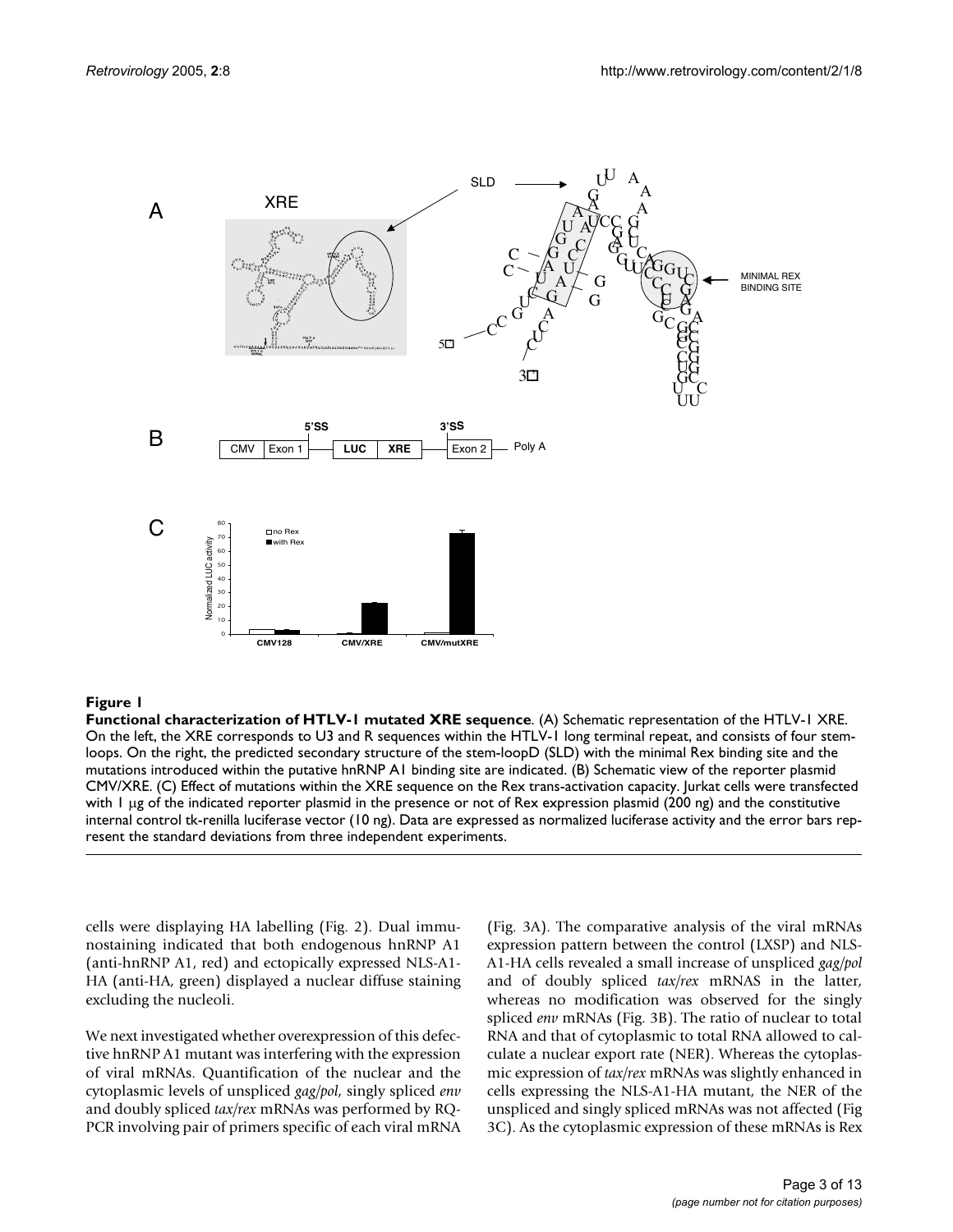**Figure 1**

**Functional characterization of HTLV-1 mutated XRE sequence**. (A) Schematic representation of the HTLV-1 XRE. On the left, the XRE corresponds to U3 and R sequences within the HTLV-1 long terminal repeat, and consists of four stem-loops. On the right, the predicted secondary structure of the stem-loopD (SLD) with the minimal Rex binding site and the mutations introduced within the putative hnRNP A1 binding site are indicated. (B) Schematic view of the reporter plasmid CMV/XRE. (C) Effect of mutations within the XRE sequence on the Rex trans-activation capacity. Jurkat cells were transfected with 1 μg of the indicated reporter plasmid in the presence or not of Rex expression plasmid (200 ng) and the constitutive internal control tk-renilla luciferase vector (10 ng). Data are expressed as normalized luciferase activity and the error bars represent the standard deviations from three independent experiments.

cells were displaying HA labelling (Fig. 2). Dual immunostaining indicated that both endogenous hnRNP A1 (anti-hnRNP A1, red) and ectopically expressed NLS-A1-HA (anti-HA, green) displayed a nuclear diffuse staining excluding the nucleoli.

We next investigated whether overexpression of this defective hnRNP A1 mutant was interfering with the expression of viral mRNAs. Quantification of the nuclear and the cytoplasmic levels of unspliced *gag/pol*, singly spliced *env* and doubly spliced *tax/rex* mRNAs was performed by RQ-PCR involving pair of primers specific of each viral mRNA (Fig. 3A). The comparative analysis of the viral mRNAs expression pattern between the control (LXSP) and NLS-A1-HA cells revealed a small increase of unspliced *gag/pol* and of doubly spliced *tax/rex* mRNAS in the latter, whereas no modification was observed for the singly spliced *env* mRNAs (Fig. 3B). The ratio of nuclear to total RNA and that of cytoplasmic to total RNA allowed to calculate a nuclear export rate (NER). Whereas the cytoplasmic expression of *tax/rex* mRNAs was slightly enhanced in cells expressing the NLS-A1-HA mutant, the NER of the unspliced and singly spliced mRNAs was not affected (Fig 3C). As the cytoplasmic expression of these mRNAs is Rex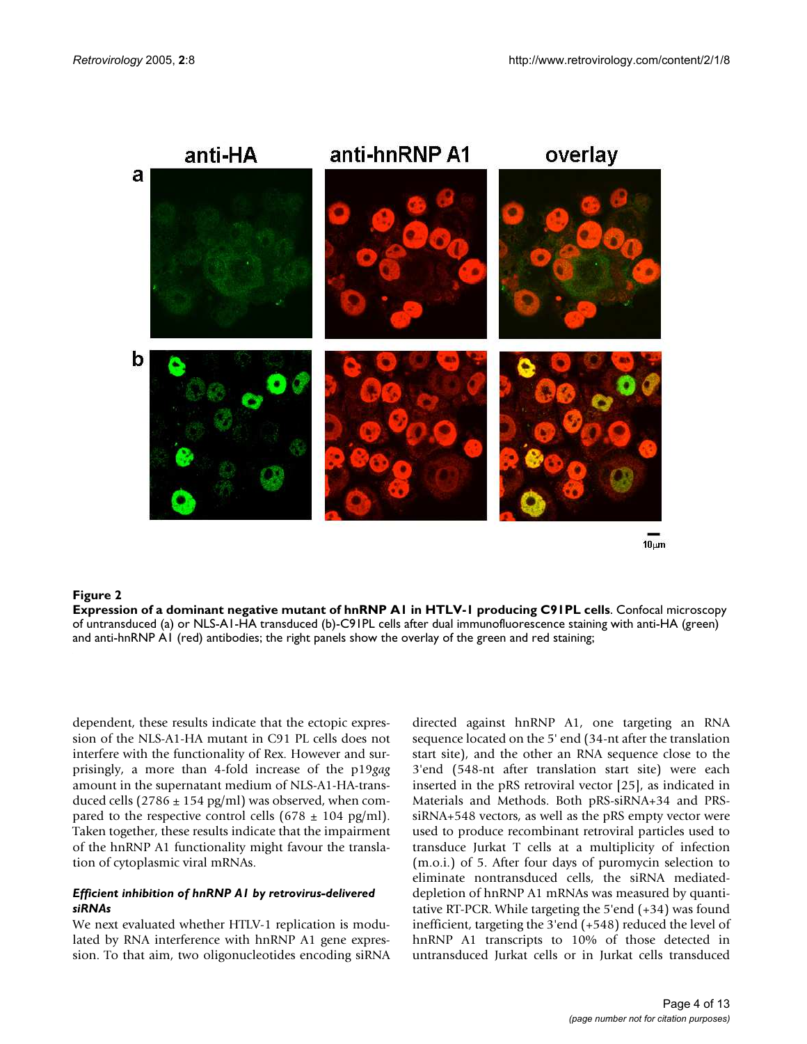**Figure 2**

**Expression of a dominant negative mutant of hnRNP A1 in HTLV-1 producing C91PL cells**. Confocal microscopy of untransduced (a) or NLS-A1-HA transduced (b)-C91PL cells after dual immunofluorescence staining with anti-HA (green) and anti-hnRNP A1 (red) antibodies; the right panels show the overlay of the green and red staining;

dependent, these results indicate that the ectopic expression of the NLS-A1-HA mutant in C91 PL cells does not interfere with the functionality of Rex. However and surprisingly, a more than 4-fold increase of the p19*gag* amount in the supernatant medium of NLS-A1-HA-transduced cells (2786 ± 154 pg/ml) was observed, when compared to the respective control cells (678 ± 104 pg/ml). Taken together, these results indicate that the impairment of the hnRNP A1 functionality might favour the translation of cytoplasmic viral mRNAs.

### *Efficient inhibition of hnRNP A1 by retrovirus-delivered siRNAs*

We next evaluated whether HTLV-1 replication is modulated by RNA interference with hnRNP A1 gene expression. To that aim, two oligonucleotides encoding siRNA directed against hnRNP A1, one targeting an RNA sequence located on the 5' end (34-nt after the translation start site), and the other an RNA sequence close to the 3'end (548-nt after translation start site) were each inserted in the pRS retroviral vector [25], as indicated in Materials and Methods. Both pRS-siRNA+34 and PRS-siRNA+548 vectors, as well as the pRS empty vector were used to produce recombinant retroviral particles used to transduce Jurkat T cells at a multiplicity of infection (m.o.i.) of 5. After four days of puromycin selection to eliminate nontransduced cells, the siRNA mediated-depletion of hnRNP A1 mRNAs was measured by quantitative RT-PCR. While targeting the 5'end (+34) was found inefficient, targeting the 3'end (+548) reduced the level of hnRNP A1 transcripts to 10% of those detected in untransduced Jurkat cells or in Jurkat cells transduced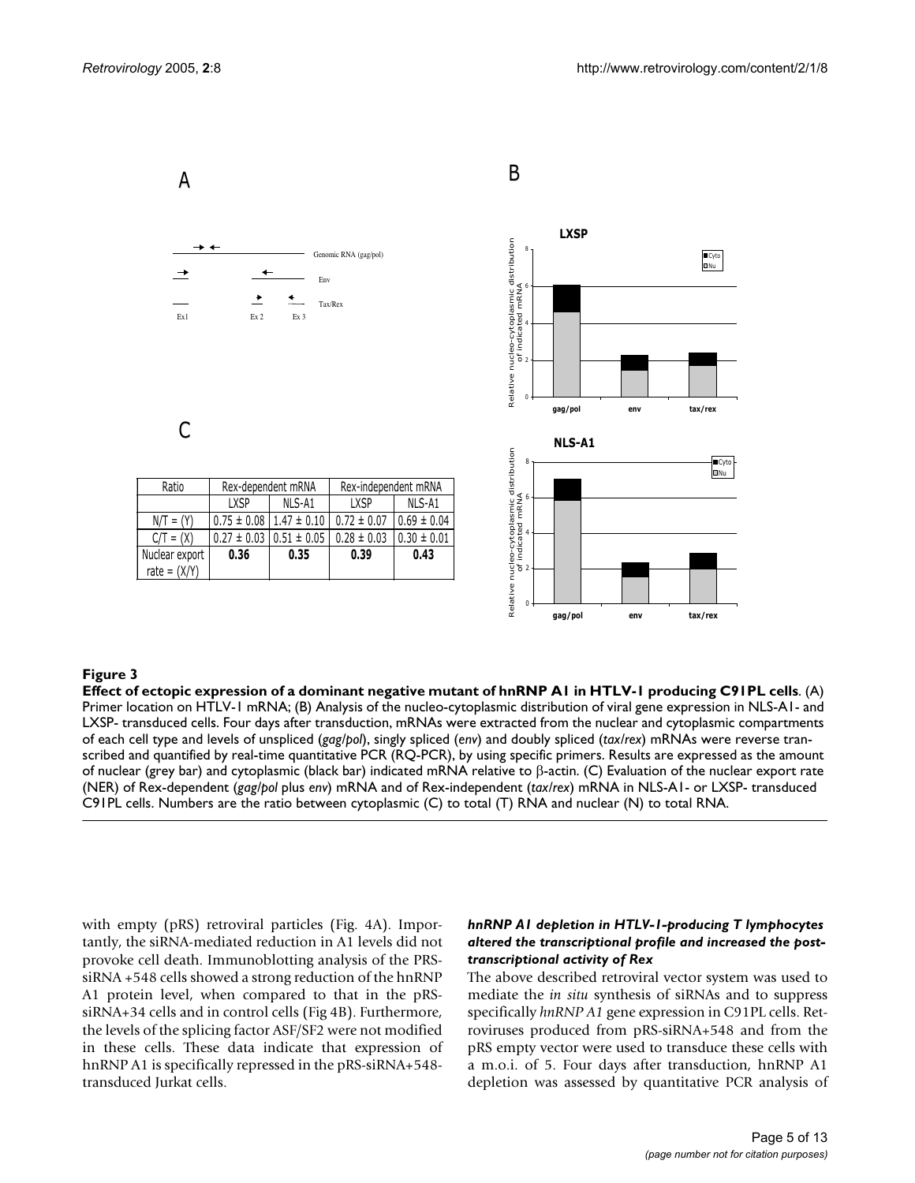A

C

| Ratio | Rex-dependent mRNA | | Rex-independent mRNA | |
|---|---|---|---|---|
| | LXSP | NLS-A1 | LXSP | NLS-A1 |
| N/T = (Y) | 0.75 ± 0.08 | 1.47 ± 0.10 | 0.72 ± 0.07 | 0.69 ± 0.04 |
| C/T = (X) | 0.27 ± 0.03 | 0.51 ± 0.05 | 0.28 ± 0.03 | 0.30 ± 0.01 |
| Nuclear export rate = (X/Y) | **0.36** | **0.35** | **0.39** | **0.43** |

B

**Figure 3**

**Effect of ectopic expression of a dominant negative mutant of hnRNP A1 in HTLV-1 producing C91PL cells**. (A) Primer location on HTLV-1 mRNA; (B) Analysis of the nucleo-cytoplasmic distribution of viral gene expression in NLS-A1- and LXSP- transduced cells. Four days after transduction, mRNAs were extracted from the nuclear and cytoplasmic compartments of each cell type and levels of unspliced (*gag/pol*), singly spliced (*env*) and doubly spliced (*tax/rex*) mRNAs were reverse transcribed and quantified by real-time quantitative PCR (RQ-PCR), by using specific primers. Results are expressed as the amount of nuclear (grey bar) and cytoplasmic (black bar) indicated mRNA relative to β-actin. (C) Evaluation of the nuclear export rate (NER) of Rex-dependent (*gag/pol* plus *env*) mRNA and of Rex-independent (*tax/rex*) mRNA in NLS-A1- or LXSP- transduced C91PL cells. Numbers are the ratio between cytoplasmic (C) to total (T) RNA and nuclear (N) to total RNA.

with empty (pRS) retroviral particles (Fig. 4A). Importantly, the siRNA-mediated reduction in A1 levels did not provoke cell death. Immunoblotting analysis of the PRS-siRNA +548 cells showed a strong reduction of the hnRNP A1 protein level, when compared to that in the pRS-siRNA+34 cells and in control cells (Fig 4B). Furthermore, the levels of the splicing factor ASF/SF2 were not modified in these cells. These data indicate that expression of hnRNP A1 is specifically repressed in the pRS-siRNA+548-transduced Jurkat cells.

### *hnRNP A1 depletion in HTLV-1-producing T lymphocytes altered the transcriptional profile and increased the post-transcriptional activity of Rex*

The above described retroviral vector system was used to mediate the *in situ* synthesis of siRNAs and to suppress specifically *hnRNP A1* gene expression in C91PL cells. Retroviruses produced from pRS-siRNA+548 and from the pRS empty vector were used to transduce these cells with a m.o.i. of 5. Four days after transduction, hnRNP A1 depletion was assessed by quantitative PCR analysis of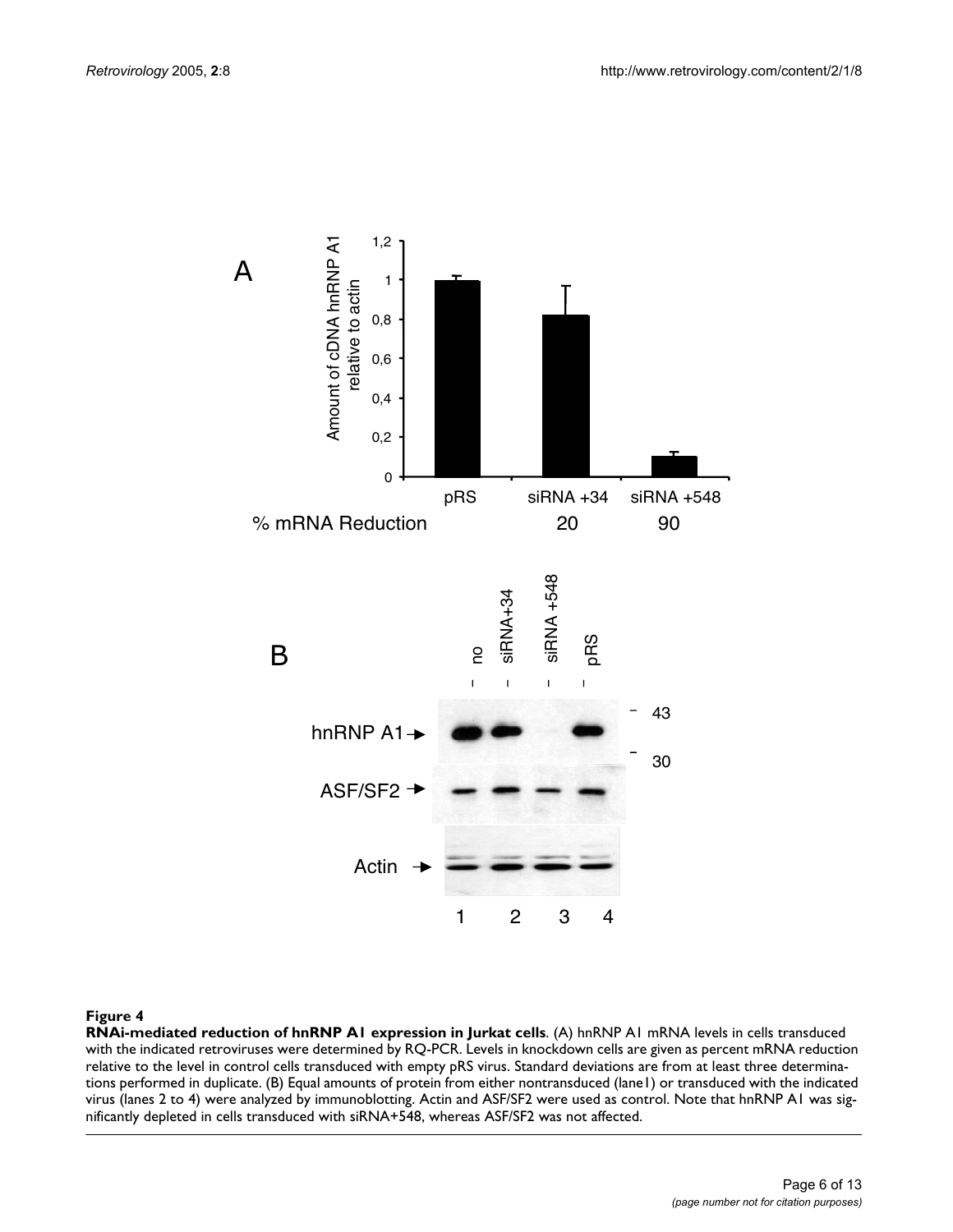**Figure 4**

**RNAi-mediated reduction of hnRNP A1 expression in Jurkat cells**. (A) hnRNP A1 mRNA levels in cells transduced with the indicated retroviruses were determined by RQ-PCR. Levels in knockdown cells are given as percent mRNA reduction relative to the level in control cells transduced with empty pRS virus. Standard deviations are from at least three determinations performed in duplicate. (B) Equal amounts of protein from either nontransduced (lane1) or transduced with the indicated virus (lanes 2 to 4) were analyzed by immunoblotting. Actin and ASF/SF2 were used as control. Note that hnRNP A1 was significantly depleted in cells transduced with siRNA+548, whereas ASF/SF2 was not affected.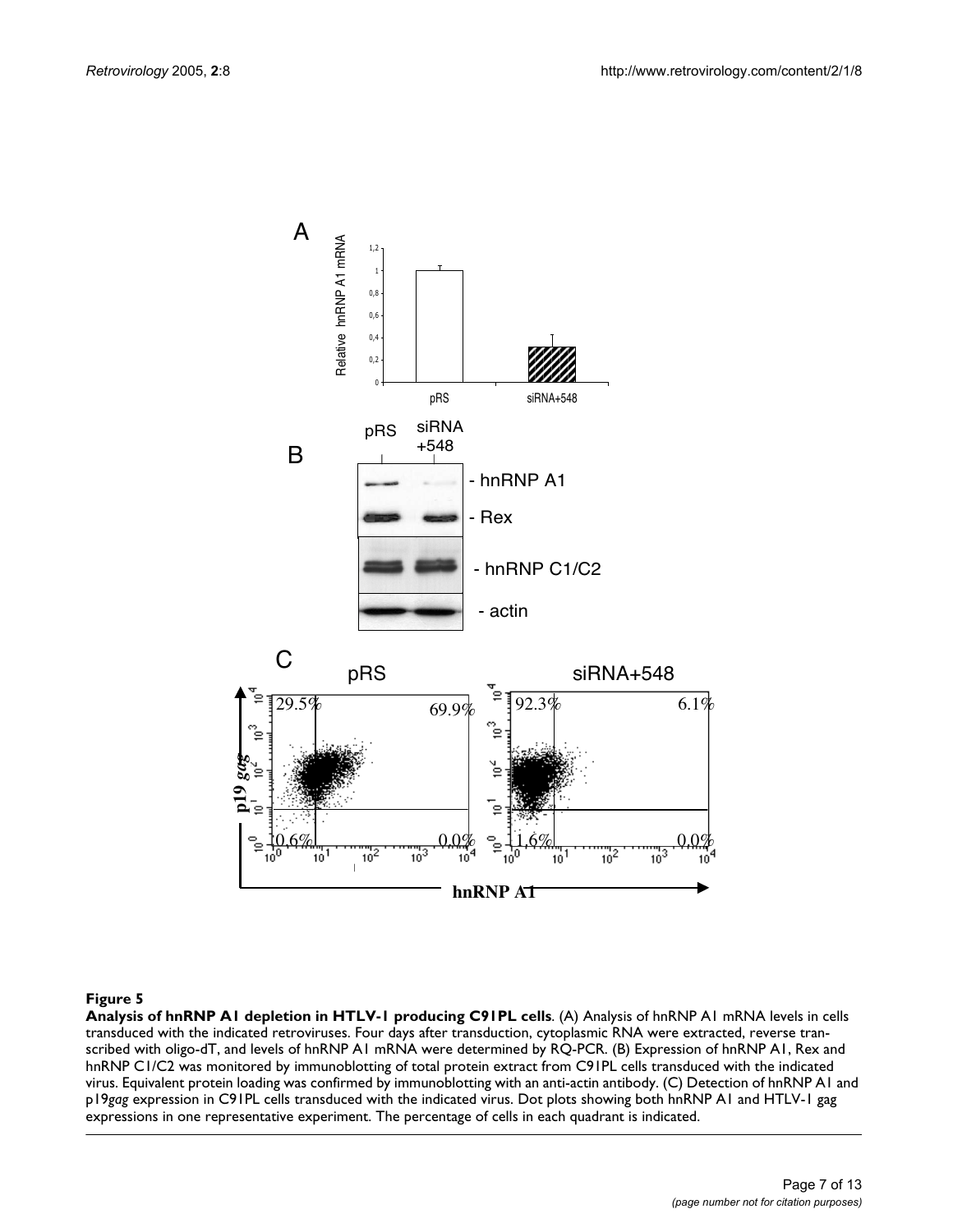**Figure 5**

**Analysis of hnRNP A1 depletion in HTLV-1 producing C91PL cells**. (A) Analysis of hnRNP A1 mRNA levels in cells transduced with the indicated retroviruses. Four days after transduction, cytoplasmic RNA were extracted, reverse transcribed with oligo-dT, and levels of hnRNP A1 mRNA were determined by RQ-PCR. (B) Expression of hnRNP A1, Rex and hnRNP C1/C2 was monitored by immunoblotting of total protein extract from C91PL cells transduced with the indicated virus. Equivalent protein loading was confirmed by immunoblotting with an anti-actin antibody. (C) Detection of hnRNP A1 and p19*gag* expression in C91PL cells transduced with the indicated virus. Dot plots showing both hnRNP A1 and HTLV-1 gag expressions in one representative experiment. The percentage of cells in each quadrant is indicated.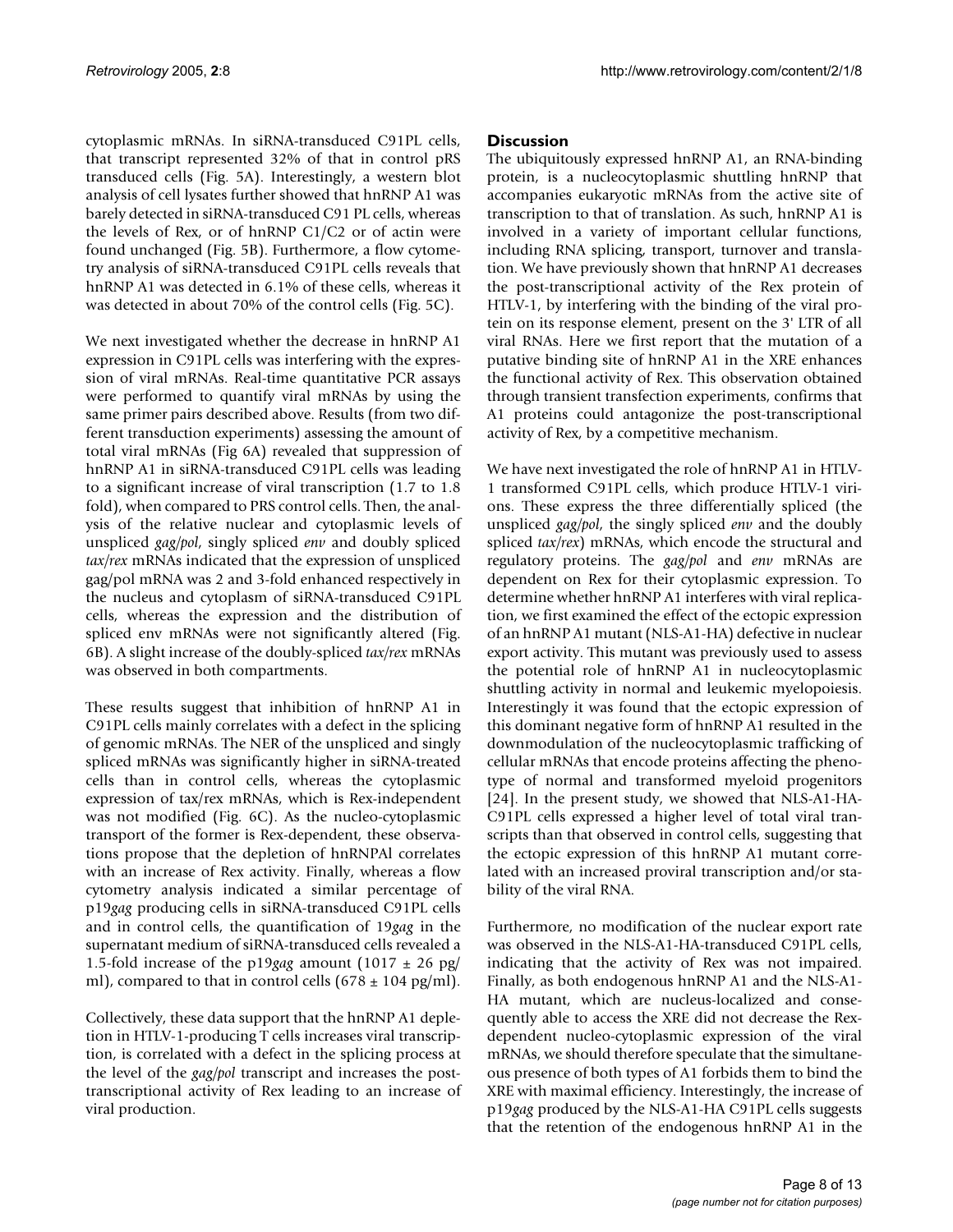cytoplasmic mRNAs. In siRNA-transduced C91PL cells, that transcript represented 32% of that in control pRS transduced cells (Fig. 5A). Interestingly, a western blot analysis of cell lysates further showed that hnRNP A1 was barely detected in siRNA-transduced C91 PL cells, whereas the levels of Rex, or of hnRNP C1/C2 or of actin were found unchanged (Fig. 5B). Furthermore, a flow cytometry analysis of siRNA-transduced C91PL cells reveals that hnRNP A1 was detected in 6.1% of these cells, whereas it was detected in about 70% of the control cells (Fig. 5C).

We next investigated whether the decrease in hnRNP A1 expression in C91PL cells was interfering with the expression of viral mRNAs. Real-time quantitative PCR assays were performed to quantify viral mRNAs by using the same primer pairs described above. Results (from two different transduction experiments) assessing the amount of total viral mRNAs (Fig 6A) revealed that suppression of hnRNP A1 in siRNA-transduced C91PL cells was leading to a significant increase of viral transcription (1.7 to 1.8 fold), when compared to PRS control cells. Then, the analysis of the relative nuclear and cytoplasmic levels of unspliced *gag/pol*, singly spliced *env* and doubly spliced *tax/rex* mRNAs indicated that the expression of unspliced gag/pol mRNA was 2 and 3-fold enhanced respectively in the nucleus and cytoplasm of siRNA-transduced C91PL cells, whereas the expression and the distribution of spliced env mRNAs were not significantly altered (Fig. 6B). A slight increase of the doubly-spliced *tax/rex* mRNAs was observed in both compartments.

These results suggest that inhibition of hnRNP A1 in C91PL cells mainly correlates with a defect in the splicing of genomic mRNAs. The NER of the unspliced and singly spliced mRNAs was significantly higher in siRNA-treated cells than in control cells, whereas the cytoplasmic expression of tax/rex mRNAs, which is Rex-independent was not modified (Fig. 6C). As the nucleo-cytoplasmic transport of the former is Rex-dependent, these observations propose that the depletion of hnRNPAl correlates with an increase of Rex activity. Finally, whereas a flow cytometry analysis indicated a similar percentage of p19*gag* producing cells in siRNA-transduced C91PL cells and in control cells, the quantification of 19*gag* in the supernatant medium of siRNA-transduced cells revealed a 1.5-fold increase of the p19*gag* amount (1017 ± 26 pg/ml), compared to that in control cells (678 ± 104 pg/ml).

Collectively, these data support that the hnRNP A1 depletion in HTLV-1-producing T cells increases viral transcription, is correlated with a defect in the splicing process at the level of the *gag/pol* transcript and increases the post-transcriptional activity of Rex leading to an increase of viral production.

## Discussion

The ubiquitously expressed hnRNP A1, an RNA-binding protein, is a nucleocytoplasmic shuttling hnRNP that accompanies eukaryotic mRNAs from the active site of transcription to that of translation. As such, hnRNP A1 is involved in a variety of important cellular functions, including RNA splicing, transport, turnover and translation. We have previously shown that hnRNP A1 decreases the post-transcriptional activity of the Rex protein of HTLV-1, by interfering with the binding of the viral protein on its response element, present on the 3' LTR of all viral RNAs. Here we first report that the mutation of a putative binding site of hnRNP A1 in the XRE enhances the functional activity of Rex. This observation obtained through transient transfection experiments, confirms that A1 proteins could antagonize the post-transcriptional activity of Rex, by a competitive mechanism.

We have next investigated the role of hnRNP A1 in HTLV-1 transformed C91PL cells, which produce HTLV-1 virions. These express the three differentially spliced (the unspliced *gag/pol*, the singly spliced *env* and the doubly spliced *tax/rex*) mRNAs, which encode the structural and regulatory proteins. The *gag/pol* and *env* mRNAs are dependent on Rex for their cytoplasmic expression. To determine whether hnRNP A1 interferes with viral replication, we first examined the effect of the ectopic expression of an hnRNP A1 mutant (NLS-A1-HA) defective in nuclear export activity. This mutant was previously used to assess the potential role of hnRNP A1 in nucleocytoplasmic shuttling activity in normal and leukemic myelopoiesis. Interestingly it was found that the ectopic expression of this dominant negative form of hnRNP A1 resulted in the downmodulation of the nucleocytoplasmic trafficking of cellular mRNAs that encode proteins affecting the phenotype of normal and transformed myeloid progenitors [24]. In the present study, we showed that NLS-A1-HA-C91PL cells expressed a higher level of total viral transcripts than that observed in control cells, suggesting that the ectopic expression of this hnRNP A1 mutant correlated with an increased proviral transcription and/or stability of the viral RNA.

Furthermore, no modification of the nuclear export rate was observed in the NLS-A1-HA-transduced C91PL cells, indicating that the activity of Rex was not impaired. Finally, as both endogenous hnRNP A1 and the NLS-A1-HA mutant, which are nucleus-localized and consequently able to access the XRE did not decrease the Rex-dependent nucleo-cytoplasmic expression of the viral mRNAs, we should therefore speculate that the simultaneous presence of both types of A1 forbids them to bind the XRE with maximal efficiency. Interestingly, the increase of p19*gag* produced by the NLS-A1-HA C91PL cells suggests that the retention of the endogenous hnRNP A1 in the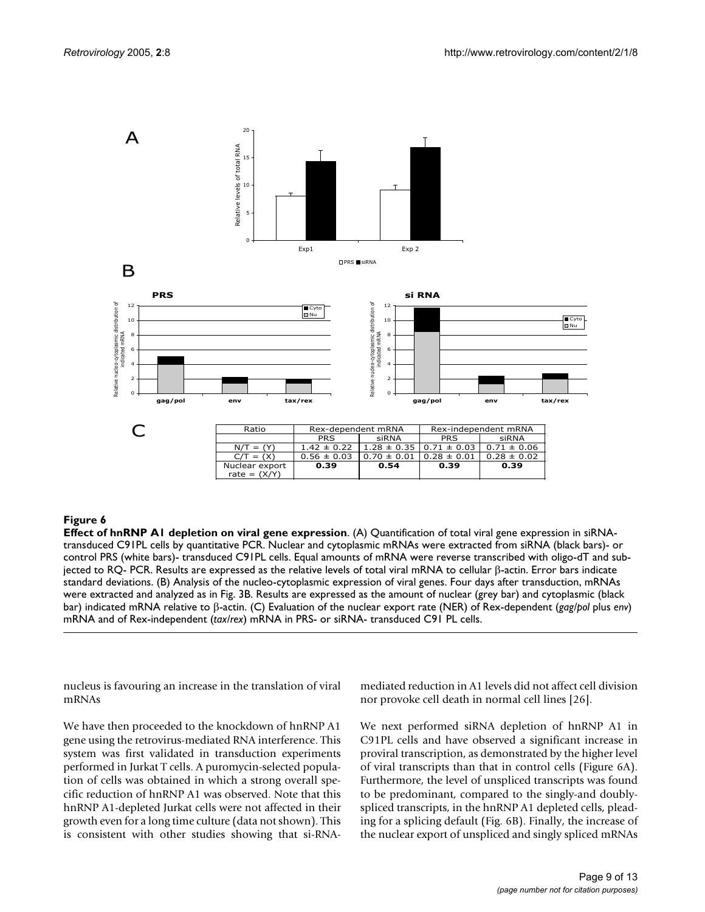A

B

C

| Ratio | Rex-dependent mRNA | | Rex-independent mRNA | |
|---|---|---|---|---|
| | PRS | siRNA | PRS | siRNA |
| N/T = (Y) | 1.42 ± 0.22 | 1.28 ± 0.35 | 0.71 ± 0.03 | 0.71 ± 0.06 |
| C/T = (X) | 0.56 ± 0.03 | 0.70 ± 0.01 | 0.28 ± 0.01 | 0.28 ± 0.02 |
| Nuclear export rate = (X/Y) | **0.39** | **0.54** | **0.39** | **0.39** |

#### Figure 6

**Effect of hnRNP A1 depletion on viral gene expression**. (A) Quantification of total viral gene expression in siRNA-transduced C91PL cells by quantitative PCR. Nuclear and cytoplasmic mRNAs were extracted from siRNA (black bars)- or control PRS (white bars)- transduced C91PL cells. Equal amounts of mRNA were reverse transcribed with oligo-dT and subjected to RQ- PCR. Results are expressed as the relative levels of total viral mRNA to cellular β-actin. Error bars indicate standard deviations. (B) Analysis of the nucleo-cytoplasmic expression of viral genes. Four days after transduction, mRNAs were extracted and analyzed as in Fig. 3B. Results are expressed as the amount of nuclear (grey bar) and cytoplasmic (black bar) indicated mRNA relative to β-actin. (C) Evaluation of the nuclear export rate (NER) of Rex-dependent (*gag/pol* plus *env*) mRNA and of Rex-independent (*tax/rex*) mRNA in PRS- or siRNA- transduced C91 PL cells.

nucleus is favouring an increase in the translation of viral mRNAs

We have then proceeded to the knockdown of hnRNP A1 gene using the retrovirus-mediated RNA interference. This system was first validated in transduction experiments performed in Jurkat T cells. A puromycin-selected population of cells was obtained in which a strong overall specific reduction of hnRNP A1 was observed. Note that this hnRNP A1-depleted Jurkat cells were not affected in their growth even for a long time culture (data not shown). This is consistent with other studies showing that si-RNA-mediated reduction in A1 levels did not affect cell division nor provoke cell death in normal cell lines [26].

We next performed siRNA depletion of hnRNP A1 in C91PL cells and have observed a significant increase in proviral transcription, as demonstrated by the higher level of viral transcripts than that in control cells (Figure 6A). Furthermore, the level of unspliced transcripts was found to be predominant, compared to the singly-and doubly-spliced transcripts, in the hnRNP A1 depleted cells, pleading for a splicing default (Fig. 6B). Finally, the increase of the nuclear export of unspliced and singly spliced mRNAs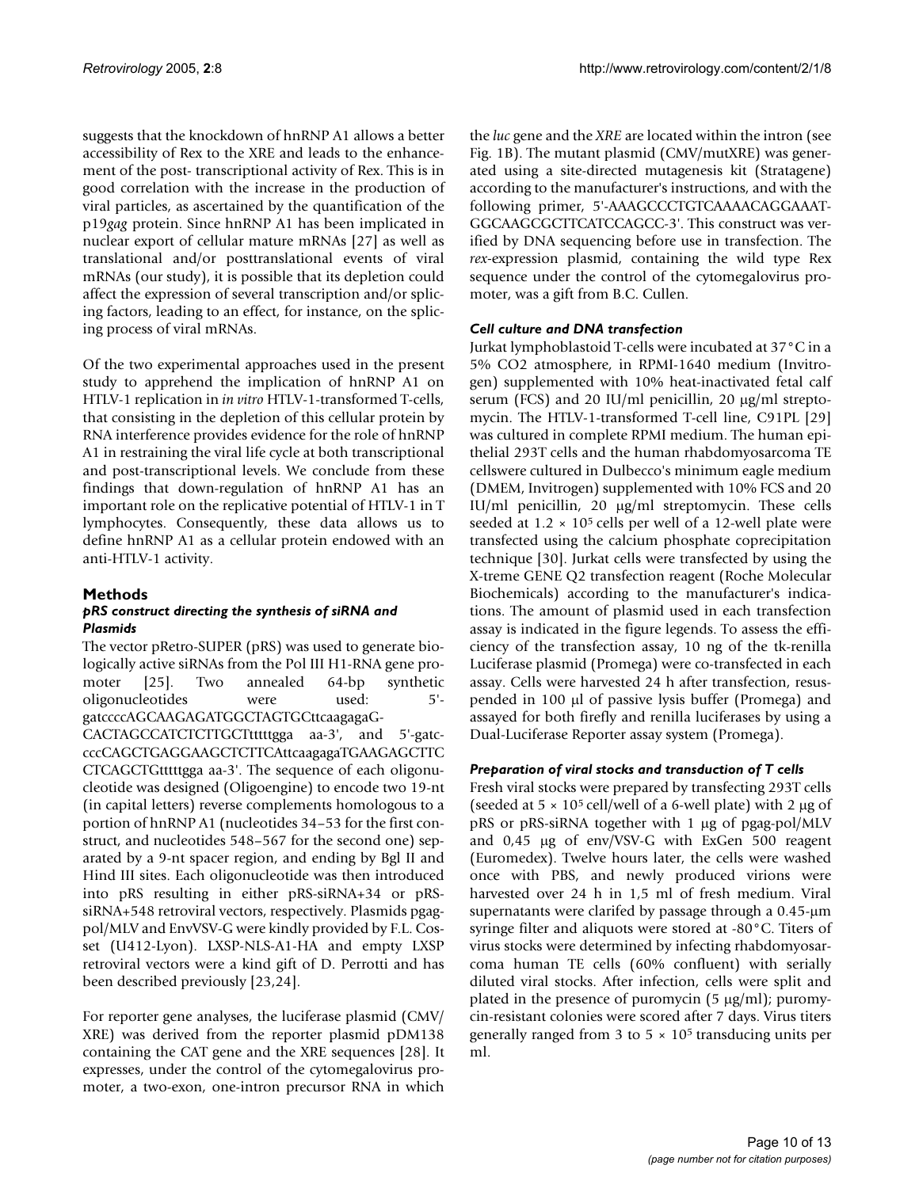suggests that the knockdown of hnRNP A1 allows a better accessibility of Rex to the XRE and leads to the enhancement of the post- transcriptional activity of Rex. This is in good correlation with the increase in the production of viral particles, as ascertained by the quantification of the p19*gag* protein. Since hnRNP A1 has been implicated in nuclear export of cellular mature mRNAs [27] as well as translational and/or posttranslational events of viral mRNAs (our study), it is possible that its depletion could affect the expression of several transcription and/or splicing factors, leading to an effect, for instance, on the splicing process of viral mRNAs.

Of the two experimental approaches used in the present study to apprehend the implication of hnRNP A1 on HTLV-1 replication in *in vitro* HTLV-1-transformed T-cells, that consisting in the depletion of this cellular protein by RNA interference provides evidence for the role of hnRNP A1 in restraining the viral life cycle at both transcriptional and post-transcriptional levels. We conclude from these findings that down-regulation of hnRNP A1 has an important role on the replicative potential of HTLV-1 in T lymphocytes. Consequently, these data allows us to define hnRNP A1 as a cellular protein endowed with an anti-HTLV-1 activity.

## Methods

### *pRS construct directing the synthesis of siRNA and Plasmids*

The vector pRetro-SUPER (pRS) was used to generate biologically active siRNAs from the Pol III H1-RNA gene promoter [25]. Two annealed 64-bp synthetic oligonucleotides were used: 5'-gatccccAGCAAGAGATGGCTAGTGCttcaagagaG-CACTAGCCATCTCTTGCTtttttgga aa-3', and 5'-gatc-cccCAGCTGAGGAAGCTCTTCAttcaagagaTGAAGAGCTTC CTCAGCTGtttttgga aa-3'. The sequence of each oligonucleotide was designed (Oligoengine) to encode two 19-nt (in capital letters) reverse complements homologous to a portion of hnRNP A1 (nucleotides 34–53 for the first construct, and nucleotides 548–567 for the second one) separated by a 9-nt spacer region, and ending by Bgl II and Hind III sites. Each oligonucleotide was then introduced into pRS resulting in either pRS-siRNA+34 or pRS-siRNA+548 retroviral vectors, respectively. Plasmids pgag-pol/MLV and EnvVSV-G were kindly provided by F.L. Cosset (U412-Lyon). LXSP-NLS-A1-HA and empty LXSP retroviral vectors were a kind gift of D. Perrotti and has been described previously [23,24].

For reporter gene analyses, the luciferase plasmid (CMV/XRE) was derived from the reporter plasmid pDM138 containing the CAT gene and the XRE sequences [28]. It expresses, under the control of the cytomegalovirus promoter, a two-exon, one-intron precursor RNA in which the *luc* gene and the *XRE* are located within the intron (see Fig. 1B). The mutant plasmid (CMV/mutXRE) was generated using a site-directed mutagenesis kit (Stratagene) according to the manufacturer's instructions, and with the following primer, 5'-AAAGCCCTGTCAAAACAGGAAAT-GGCAAGCGCTTCATCCAGCC-3'. This construct was verified by DNA sequencing before use in transfection. The *rex*-expression plasmid, containing the wild type Rex sequence under the control of the cytomegalovirus promoter, was a gift from B.C. Cullen.

### *Cell culture and DNA transfection*

Jurkat lymphoblastoid T-cells were incubated at 37°C in a 5% CO2 atmosphere, in RPMI-1640 medium (Invitrogen) supplemented with 10% heat-inactivated fetal calf serum (FCS) and 20 IU/ml penicillin, 20 μg/ml streptomycin. The HTLV-1-transformed T-cell line, C91PL [29] was cultured in complete RPMI medium. The human epithelial 293T cells and the human rhabdomyosarcoma TE cellswere cultured in Dulbecco's minimum eagle medium (DMEM, Invitrogen) supplemented with 10% FCS and 20 IU/ml penicillin, 20 μg/ml streptomycin. These cells seeded at $1.2 \times 10^5$ cells per well of a 12-well plate were transfected using the calcium phosphate coprecipitation technique [30]. Jurkat cells were transfected by using the X-treme GENE Q2 transfection reagent (Roche Molecular Biochemicals) according to the manufacturer's indications. The amount of plasmid used in each transfection assay is indicated in the figure legends. To assess the efficiency of the transfection assay, 10 ng of the tk-renilla Luciferase plasmid (Promega) were co-transfected in each assay. Cells were harvested 24 h after transfection, resuspended in 100 μl of passive lysis buffer (Promega) and assayed for both firefly and renilla luciferases by using a Dual-Luciferase Reporter assay system (Promega).

### *Preparation of viral stocks and transduction of T cells*

Fresh viral stocks were prepared by transfecting 293T cells (seeded at $5 \times 10^5$ cell/well of a 6-well plate) with 2 μg of pRS or pRS-siRNA together with 1 μg of pgag-pol/MLV and 0,45 μg of env/VSV-G with ExGen 500 reagent (Euromedex). Twelve hours later, the cells were washed once with PBS, and newly produced virions were harvested over 24 h in 1,5 ml of fresh medium. Viral supernatants were clarifed by passage through a 0.45-μm syringe filter and aliquots were stored at -80°C. Titers of virus stocks were determined by infecting rhabdomyosarcoma human TE cells (60% confluent) with serially diluted viral stocks. After infection, cells were split and plated in the presence of puromycin (5 μg/ml); puromycin-resistant colonies were scored after 7 days. Virus titers generally ranged from 3 to $5 \times 10^5$ transducing units per ml.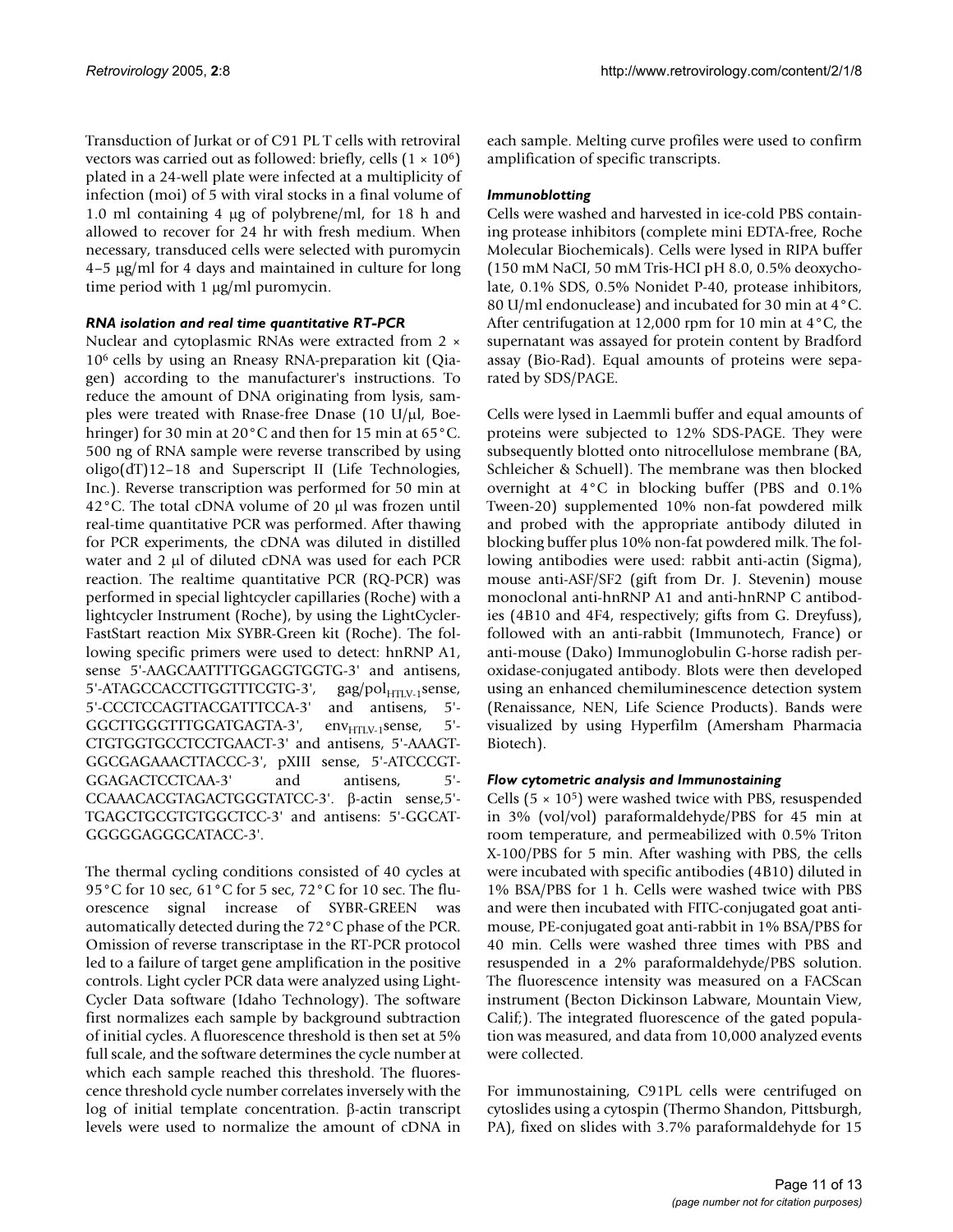Transduction of Jurkat or of C91 PL T cells with retroviral vectors was carried out as followed: briefly, cells ($1 \times 10^6$) plated in a 24-well plate were infected at a multiplicity of infection (moi) of 5 with viral stocks in a final volume of 1.0 ml containing 4 μg of polybrene/ml, for 18 h and allowed to recover for 24 hr with fresh medium. When necessary, transduced cells were selected with puromycin 4–5 μg/ml for 4 days and maintained in culture for long time period with 1 μg/ml puromycin.

### *RNA isolation and real time quantitative RT-PCR*

Nuclear and cytoplasmic RNAs were extracted from $2 \times 10^6$ cells by using an Rneasy RNA-preparation kit (Qiagen) according to the manufacturer's instructions. To reduce the amount of DNA originating from lysis, samples were treated with Rnase-free Dnase (10 U/μl, Boehringer) for 30 min at 20°C and then for 15 min at 65°C. 500 ng of RNA sample were reverse transcribed by using oligo(dT)12–18 and Superscript II (Life Technologies, Inc.). Reverse transcription was performed for 50 min at 42°C. The total cDNA volume of 20 μl was frozen until real-time quantitative PCR was performed. After thawing for PCR experiments, the cDNA was diluted in distilled water and 2 μl of diluted cDNA was used for each PCR reaction. The realtime quantitative PCR (RQ-PCR) was performed in special lightcycler capillaries (Roche) with a lightcycler Instrument (Roche), by using the LightCycler-FastStart reaction Mix SYBR-Green kit (Roche). The following specific primers were used to detect: hnRNP A1, sense 5'-AAGCAATTTTGGAGGTGGTG-3' and antisens, 5'-ATAGCCACCTTGGTTTCGTG-3', gag/pol$_{HTLV-1}$sense, 5'-CCCTCCAGTTACGATTTCCA-3' and antisens, 5'-GGCTTGGGTTTGGATGAGTA-3', env$_{HTLV-1}$sense, 5'-CTGTGGTGCCTCCTGAACT-3' and antisens, 5'-AAAGT-GGCGAGAAACTTACCC-3', pXIII sense, 5'-ATCCCGT-GGAGACTCCTCAA-3' and antisens, 5'-CCAAACACGTAGACTGGGTATCC-3'. β-actin sense,5'-TGAGCTGCGTGTGGCTCC-3' and antisens: 5'-GGCAT-GGGGGAGGGCATACC-3'.

The thermal cycling conditions consisted of 40 cycles at 95°C for 10 sec, 61°C for 5 sec, 72°C for 10 sec. The fluorescence signal increase of SYBR-GREEN was automatically detected during the 72°C phase of the PCR. Omission of reverse transcriptase in the RT-PCR protocol led to a failure of target gene amplification in the positive controls. Light cycler PCR data were analyzed using LightCycler Data software (Idaho Technology). The software first normalizes each sample by background subtraction of initial cycles. A fluorescence threshold is then set at 5% full scale, and the software determines the cycle number at which each sample reached this threshold. The fluorescence threshold cycle number correlates inversely with the log of initial template concentration. β-actin transcript levels were used to normalize the amount of cDNA in each sample. Melting curve profiles were used to confirm amplification of specific transcripts.

### *Immunoblotting*

Cells were washed and harvested in ice-cold PBS containing protease inhibitors (complete mini EDTA-free, Roche Molecular Biochemicals). Cells were lysed in RIPA buffer (150 mM NaCI, 50 mM Tris-HCI pH 8.0, 0.5% deoxycholate, 0.1% SDS, 0.5% Nonidet P-40, protease inhibitors, 80 U/ml endonuclease) and incubated for 30 min at 4°C. After centrifugation at 12,000 rpm for 10 min at 4°C, the supernatant was assayed for protein content by Bradford assay (Bio-Rad). Equal amounts of proteins were separated by SDS/PAGE.

Cells were lysed in Laemmli buffer and equal amounts of proteins were subjected to 12% SDS-PAGE. They were subsequently blotted onto nitrocellulose membrane (BA, Schleicher & Schuell). The membrane was then blocked overnight at 4°C in blocking buffer (PBS and 0.1% Tween-20) supplemented 10% non-fat powdered milk and probed with the appropriate antibody diluted in blocking buffer plus 10% non-fat powdered milk. The following antibodies were used: rabbit anti-actin (Sigma), mouse anti-ASF/SF2 (gift from Dr. J. Stevenin) mouse monoclonal anti-hnRNP A1 and anti-hnRNP C antibodies (4B10 and 4F4, respectively; gifts from G. Dreyfuss), followed with an anti-rabbit (Immunotech, France) or anti-mouse (Dako) Immunoglobulin G-horse radish peroxidase-conjugated antibody. Blots were then developed using an enhanced chemiluminescence detection system (Renaissance, NEN, Life Science Products). Bands were visualized by using Hyperfilm (Amersham Pharmacia Biotech).

### *Flow cytometric analysis and Immunostaining*

Cells ($5 \times 10^5$) were washed twice with PBS, resuspended in 3% (vol/vol) paraformaldehyde/PBS for 45 min at room temperature, and permeabilized with 0.5% Triton X-100/PBS for 5 min. After washing with PBS, the cells were incubated with specific antibodies (4B10) diluted in 1% BSA/PBS for 1 h. Cells were washed twice with PBS and were then incubated with FITC-conjugated goat anti-mouse, PE-conjugated goat anti-rabbit in 1% BSA/PBS for 40 min. Cells were washed three times with PBS and resuspended in a 2% paraformaldehyde/PBS solution. The fluorescence intensity was measured on a FACScan instrument (Becton Dickinson Labware, Mountain View, Calif;). The integrated fluorescence of the gated population was measured, and data from 10,000 analyzed events were collected.

For immunostaining, C91PL cells were centrifuged on cytoslides using a cytospin (Thermo Shandon, Pittsburgh, PA), fixed on slides with 3.7% paraformaldehyde for 15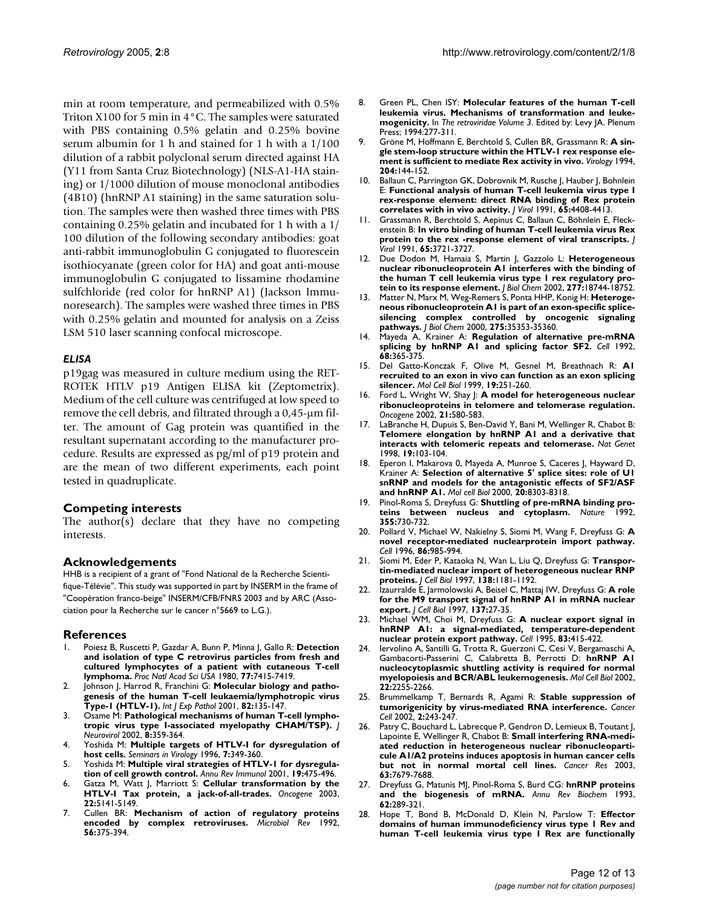min at room temperature, and permeabilized with 0.5% Triton X100 for 5 min in 4°C. The samples were saturated with PBS containing 0.5% gelatin and 0.25% bovine serum albumin for 1 h and stained for 1 h with a 1/100 dilution of a rabbit polyclonal serum directed against HA (Y11 from Santa Cruz Biotechnology) (NLS-A1-HA staining) or 1/1000 dilution of mouse monoclonal antibodies (4B10) (hnRNP A1 staining) in the same saturation solution. The samples were then washed three times with PBS containing 0.25% gelatin and incubated for 1 h with a 1/100 dilution of the following secondary antibodies: goat anti-rabbit immunoglobulin G conjugated to fluorescein isothiocyanate (green color for HA) and goat anti-mouse immunoglobulin G conjugated to lissamine rhodamine sulfchloride (red color for hnRNP A1) (Jackson Immunoresearch). The samples were washed three times in PBS with 0.25% gelatin and mounted for analysis on a Zeiss LSM 510 laser scanning confocal microscope.

### *ELISA*

p19gag was measured in culture medium using the RETROTEK HTLV p19 Antigen ELISA kit (Zeptometrix). Medium of the cell culture was centrifuged at low speed to remove the cell debris, and filtrated through a 0,45-μm filter. The amount of Gag protein was quantified in the resultant supernatant according to the manufacturer procedure. Results are expressed as pg/ml of p19 protein and are the mean of two different experiments, each point tested in quadruplicate.

## Competing interests

The author(s) declare that they have no competing interests.

## Acknowledgements

HHB is a recipient of a grant of "Fond National de la Recherche Scientifique-Télévie". This study was supported in part by INSERM in the frame of "Coopération franco-beige" INSERM/CFB/FNRS 2003 and by ARC (Association pour la Recherche sur le cancer n°5669 to L.G.).

## References

1. Poiesz B, Ruscetti P, Gazdar A, Bunn P, Minna J, Gallo R: **Detection and isolation of type C retrovirus particles from fresh and cultured lymphocytes of a patient with cutaneous T-cell lymphoma.** *Proc Natl Acad Sci USA* 1980, **77:**7415-7419.
2. Johnson J, Harrod R, Franchini G: **Molecular biology and pathogenesis of the human T-cell leukaemia/lymphotropic virus Type-1 (HTLV-1).** *Int J Exp Pathol* 2001, **82:**135-147.
3. Osame M: **Pathological mechanisms of human T-cell lymphotropic virus type I-associated myelopathy CHAM/TSP).** *J Neurovirol* 2002, **8:**359-364.
4. Yoshida M: **Multiple targets of HTLV-I for dysregulation of host cells.** *Seminars in Virology* 1996, **7:**349-360.
5. Yoshida M: **Multiple viral strategies of HTLV-1 for dysregulation of cell growth control.** *Annu Rev Immunol* 2001, **19:**475-496.
6. Gatza M, Watt J, Marriott S: **Cellular transformation by the HTLV-I Tax protein, a jack-of-all-trades.** *Oncogene* 2003, **22:**5141-5149.
7. Cullen BR: **Mechanism of action of regulatory proteins encoded by complex retroviruses.** *Microbiol Rev* 1992, **56:**375-394.
8. Green PL, Chen ISY: **Molecular features of the human T-cell leukemia virus. Mechanisms of transformation and leukemogenicity.** In *The retroviridae Volume 3*. Edited by: Levy JA. Plenum Press; 1994:277-311.
9. Gröne M, Hoffmann E, Berchtold S, Cullen BR, Grassmann R: **A single stem-loop structure within the HTLV-1 rex response element is sufficient to mediate Rex activity in vivo.** *Virology* 1994, **204:**144-152.
10. Ballaun C, Parrington GK, Dobrovnik M, Rusche J, Hauber J, Bohnlein E: **Functional analysis of human T-cell leukemia virus type I rex-response element: direct RNA binding of Rex protein correlates with in vivo activity.** *J Virol* 1991, **65:**4408-4413.
11. Grassmann R, Berchtold S, Aepinus C, Ballaun C, Böhnlein E, Fleckenstein B: **In vitro binding of human T-cell leukemia virus Rex protein to the rex -response element of viral transcripts.** *J Virol* 1991, **65:**3721-3727.
12. Due Dodon M, Hamaia S, Martin J, Gazzolo L: **Heterogeneous nuclear ribonucleoprotein A1 interferes with the binding of the human T cell leukemia virus type 1 rex regulatory protein to its response element.** *J Biol Chem* 2002, **277:**18744-18752.
13. Matter N, Marx M, Weg-Remers S, Ponta HHP, Konig H: **Heterogeneous ribonucleoprotein A1 is part of an exon-specific splice-silencing complex controlled by oncogenic signaling pathways.** *J Biol Chem* 2000, **275:**35353-35360.
14. Mayeda A, Krainer A: **Regulation of alternative pre-mRNA splicing by hnRNP A1 and splicing factor SF2.** *Cell* 1992, **68:**365-375.
15. Del Gatto-Konczak F, Olive M, Gesnel M, Breathnach R: **A1 recruited to an exon in vivo can function as an exon splicing silencer.** *Mol Cell Biol* 1999, **19:**251-260.
16. Ford L, Wright W, Shay J: **A model for heterogeneous nuclear ribonucleoproteins in telomere and telomerase regulation.** *Oncogene* 2002, **21:**580-583.
17. LaBranche H, Dupuis S, Ben-David Y, Bani M, Wellinger R, Chabot B: **Telomere elongation by hnRNP A1 and a derivative that interacts with telomeric repeats and telomerase.** *Nat Genet* 1998, **19:**103-104.
18. Eperon I, Makarova 0, Mayeda A, Munroe S, Caceres J, Hayward D, Krainer A: **Selection of alternative 5' splice sites: role of U1 snRNP and models for the antagonistic effects of SF2/ASF and hnRNP A1.** *Mol cell Biol* 2000, **20:**8303-8318.
19. Pinol-Roma S, Dreyfuss G: **Shuttling of pre-mRNA binding proteins between nucleus and cytoplasm.** *Nature* 1992, **355:**730-732.
20. Pollard V, Michael W, Nakielny S, Siomi M, Wang F, Dreyfuss G: **A novel receptor-mediated nuclearprotein import pathway.** *Cell* 1996, **86:**985-994.
21. Siomi M, Eder P, Kataoka N, Wan L, Liu Q, Dreyfuss G: **Transportin-mediated nuclear import of heterogeneous nuclear RNP proteins.** *J Cell Biol* 1997, **138:**1181-1192.
22. Izaurralde E, Jarmolowski A, Beisel C, Mattaj IW, Dreyfuss G: **A role for the M9 transport signal of hnRNP A1 in mRNA nuclear export.** *J Cell Biol* 1997, **137:**27-35.
23. Michael WM, Choi M, Dreyfuss G: **A nuclear export signal in hnRNP A1: a signal-mediated, temperature-dependent nuclear protein export pathway.** *Cell* 1995, **83:**415-422.
24. Iervolino A, Santilli G, Trotta R, Guerzoni C, Cesi V, Bergamaschi A, Gambacorti-Passerini C, Calabretta B, Perrotti D: **hnRNP A1 nucleocytoplasmic shuttling activity is required for normal myelopoiesis and BCR/ABL leukemogenesis.** *Mol Cell Biol* 2002, **22:**2255-2266.
25. Brummelkamp T, Bernards R, Agami R: **Stable suppression of tumorigenicity by virus-mediated RNA interference.** *Cancer Cell* 2002, **2:**243-247.
26. Patry C, Bouchard L, Labrecque P, Gendron D, Lemieux B, Toutant J, Lapointe E, Wellinger R, Chabot B: **Small interfering RNA-mediated reduction in heterogeneous nuclear ribonucleoparticule A1/A2 proteins induces apoptosis in human cancer cells but not in normal mortal cell lines.** *Cancer Res* 2003, **63:**7679-7688.
27. Dreyfuss G, Matunis MJ, Pinol-Roma S, Burd CG: **hnRNP proteins and the biogenesis of mRNA.** *Annu Rev Biochem* 1993, **62:**289-321.
28. Hope T, Bond B, McDonald D, Klein N, Parslow T: **Effector domains of human immunodeficiency virus type 1 Rev and human T-cell leukemia virus type I Rex are functionally**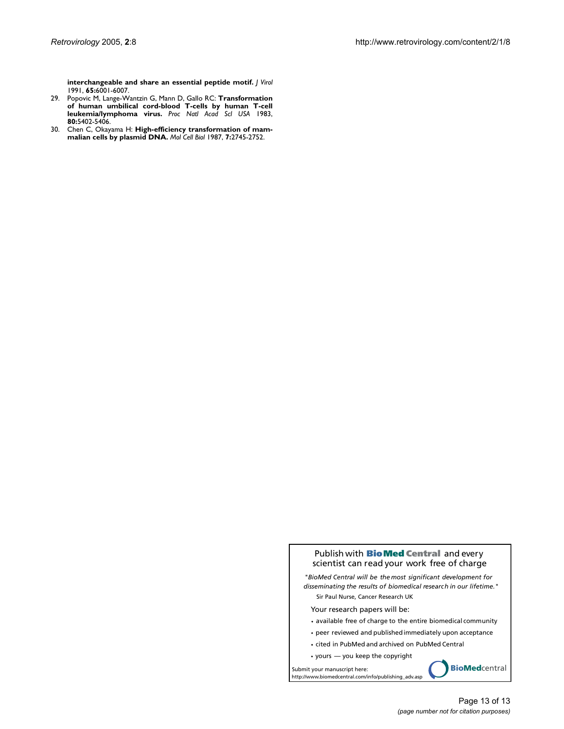interchangeable and share an essential peptide motif.** *J Virol* 1991, **65:**6001-6007.

29. Popovic M, Lange-Wantzin G, Mann D, Gallo RC: **Transformation of human umbilical cord-blood T-cells by human T-cell leukemia/lymphoma virus.** *Proc Natl Acad Sci USA* 1983, **80:**5402-5406.
30. Chen C, Okayama H: **High-efficiency transformation of mammalian cells by plasmid DNA.** *Mol Cell Biol* 1987, **7:**2745-2752.

Publish with **BioMed Central** and every scientist can read your work free of charge

*"BioMed Central will be the most significant development for disseminating the results of biomedical research in our lifetime."*

Sir Paul Nurse, Cancer Research UK

Your research papers will be:

- available free of charge to the entire biomedical community
- peer reviewed and published immediately upon acceptance
- cited in PubMed and archived on PubMed Central
- yours — you keep the copyright

Submit your manuscript here:
http://www.biomedcentral.com/info/publishing_adv.asp

**BioMed**central